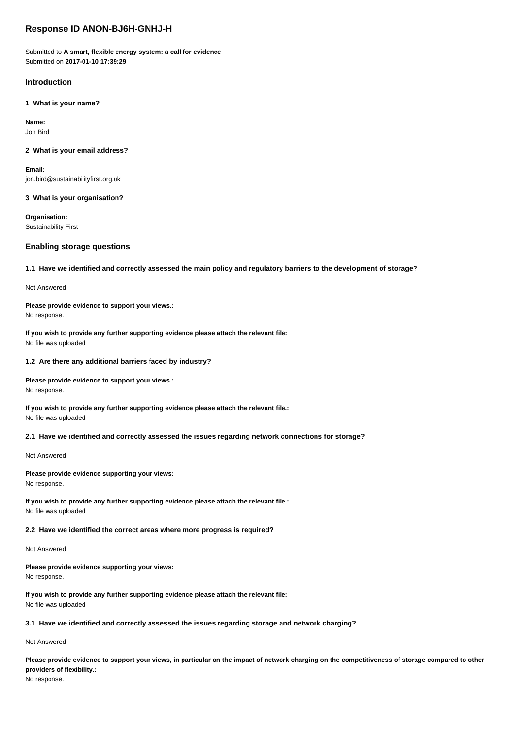# Response ID ANON-BJ6H-GNHJ-H

Submitted to **A smart, flexible energy system: a call for evidence**
Submitted on **2017-01-10 17:39:29**

## Introduction

### 1 What is your name?

**Name:**
Jon Bird

### 2 What is your email address?

**Email:**
jon.bird@sustainabilityfirst.org.uk

### 3 What is your organisation?

**Organisation:**
Sustainability First

## Enabling storage questions

### 1.1 Have we identified and correctly assessed the main policy and regulatory barriers to the development of storage?

Not Answered

**Please provide evidence to support your views.:**
No response.

**If you wish to provide any further supporting evidence please attach the relevant file:**
No file was uploaded

### 1.2 Are there any additional barriers faced by industry?

**Please provide evidence to support your views.:**
No response.

**If you wish to provide any further supporting evidence please attach the relevant file.:**
No file was uploaded

### 2.1 Have we identified and correctly assessed the issues regarding network connections for storage?

Not Answered

**Please provide evidence supporting your views:**
No response.

**If you wish to provide any further supporting evidence please attach the relevant file.:**
No file was uploaded

### 2.2 Have we identified the correct areas where more progress is required?

Not Answered

**Please provide evidence supporting your views:**
No response.

**If you wish to provide any further supporting evidence please attach the relevant file:**
No file was uploaded

### 3.1 Have we identified and correctly assessed the issues regarding storage and network charging?

Not Answered

**Please provide evidence to support your views, in particular on the impact of network charging on the competitiveness of storage compared to other providers of flexibility.:**
No response.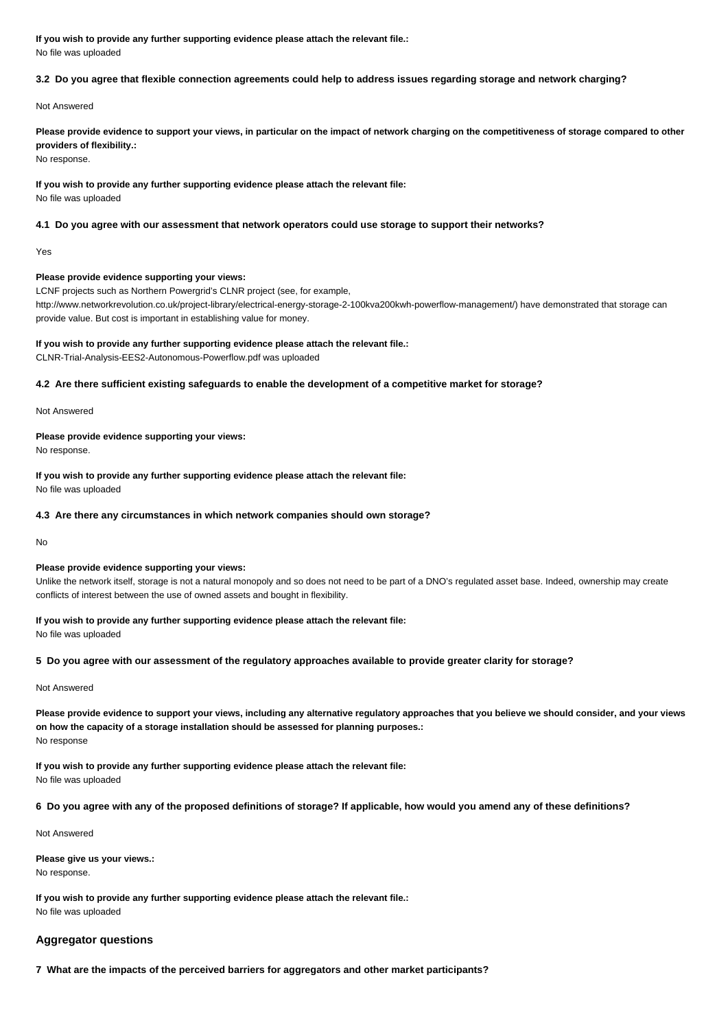**If you wish to provide any further supporting evidence please attach the relevant file.:**
No file was uploaded

**3.2 Do you agree that flexible connection agreements could help to address issues regarding storage and network charging?**

Not Answered

**Please provide evidence to support your views, in particular on the impact of network charging on the competitiveness of storage compared to other providers of flexibility.:**
No response.

**If you wish to provide any further supporting evidence please attach the relevant file:**
No file was uploaded

**4.1 Do you agree with our assessment that network operators could use storage to support their networks?**

Yes

**Please provide evidence supporting your views:**
LCNF projects such as Northern Powergrid's CLNR project (see, for example, http://www.networkrevolution.co.uk/project-library/electrical-energy-storage-2-100kva200kwh-powerflow-management/) have demonstrated that storage can provide value. But cost is important in establishing value for money.

**If you wish to provide any further supporting evidence please attach the relevant file.:**
CLNR-Trial-Analysis-EES2-Autonomous-Powerflow.pdf was uploaded

**4.2 Are there sufficient existing safeguards to enable the development of a competitive market for storage?**

Not Answered

**Please provide evidence supporting your views:**
No response.

**If you wish to provide any further supporting evidence please attach the relevant file:**
No file was uploaded

**4.3 Are there any circumstances in which network companies should own storage?**

No

**Please provide evidence supporting your views:**
Unlike the network itself, storage is not a natural monopoly and so does not need to be part of a DNO's regulated asset base. Indeed, ownership may create conflicts of interest between the use of owned assets and bought in flexibility.

**If you wish to provide any further supporting evidence please attach the relevant file:**
No file was uploaded

**5 Do you agree with our assessment of the regulatory approaches available to provide greater clarity for storage?**

Not Answered

**Please provide evidence to support your views, including any alternative regulatory approaches that you believe we should consider, and your views on how the capacity of a storage installation should be assessed for planning purposes.:**
No response

**If you wish to provide any further supporting evidence please attach the relevant file:**
No file was uploaded

**6 Do you agree with any of the proposed definitions of storage? If applicable, how would you amend any of these definitions?**

Not Answered

**Please give us your views.:**
No response.

**If you wish to provide any further supporting evidence please attach the relevant file.:**
No file was uploaded

## Aggregator questions

**7 What are the impacts of the perceived barriers for aggregators and other market participants?**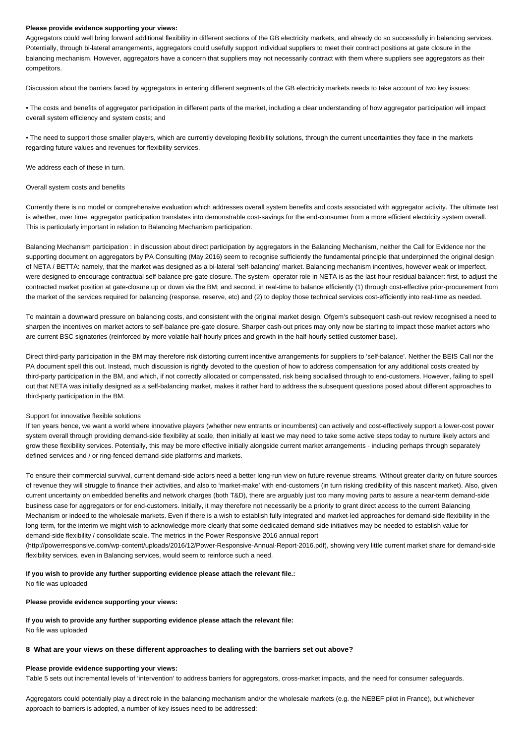**Please provide evidence supporting your views:**

Aggregators could well bring forward additional flexibility in different sections of the GB electricity markets, and already do so successfully in balancing services. Potentially, through bi-lateral arrangements, aggregators could usefully support individual suppliers to meet their contract positions at gate closure in the balancing mechanism. However, aggregators have a concern that suppliers may not necessarily contract with them where suppliers see aggregators as their competitors.

Discussion about the barriers faced by aggregators in entering different segments of the GB electricity markets needs to take account of two key issues:

• The costs and benefits of aggregator participation in different parts of the market, including a clear understanding of how aggregator participation will impact overall system efficiency and system costs; and

• The need to support those smaller players, which are currently developing flexibility solutions, through the current uncertainties they face in the markets regarding future values and revenues for flexibility services.

We address each of these in turn.

Overall system costs and benefits

Currently there is no model or comprehensive evaluation which addresses overall system benefits and costs associated with aggregator activity. The ultimate test is whether, over time, aggregator participation translates into demonstrable cost-savings for the end-consumer from a more efficient electricity system overall. This is particularly important in relation to Balancing Mechanism participation.

Balancing Mechanism participation : in discussion about direct participation by aggregators in the Balancing Mechanism, neither the Call for Evidence nor the supporting document on aggregators by PA Consulting (May 2016) seem to recognise sufficiently the fundamental principle that underpinned the original design of NETA / BETTA: namely, that the market was designed as a bi-lateral 'self-balancing' market. Balancing mechanism incentives, however weak or imperfect, were designed to encourage contractual self-balance pre-gate closure. The system- operator role in NETA is as the last-hour residual balancer: first, to adjust the contracted market position at gate-closure up or down via the BM; and second, in real-time to balance efficiently (1) through cost-effective prior-procurement from the market of the services required for balancing (response, reserve, etc) and (2) to deploy those technical services cost-efficiently into real-time as needed.

To maintain a downward pressure on balancing costs, and consistent with the original market design, Ofgem's subsequent cash-out review recognised a need to sharpen the incentives on market actors to self-balance pre-gate closure. Sharper cash-out prices may only now be starting to impact those market actors who are current BSC signatories (reinforced by more volatile half-hourly prices and growth in the half-hourly settled customer base).

Direct third-party participation in the BM may therefore risk distorting current incentive arrangements for suppliers to 'self-balance'. Neither the BEIS Call nor the PA document spell this out. Instead, much discussion is rightly devoted to the question of how to address compensation for any additional costs created by third-party participation in the BM, and which, if not correctly allocated or compensated, risk being socialised through to end-customers. However, failing to spell out that NETA was initially designed as a self-balancing market, makes it rather hard to address the subsequent questions posed about different approaches to third-party participation in the BM.

Support for innovative flexible solutions

If ten years hence, we want a world where innovative players (whether new entrants or incumbents) can actively and cost-effectively support a lower-cost power system overall through providing demand-side flexibility at scale, then initially at least we may need to take some active steps today to nurture likely actors and grow these flexibility services. Potentially, this may be more effective initially alongside current market arrangements - including perhaps through separately defined services and / or ring-fenced demand-side platforms and markets.

To ensure their commercial survival, current demand-side actors need a better long-run view on future revenue streams. Without greater clarity on future sources of revenue they will struggle to finance their activities, and also to 'market-make' with end-customers (in turn risking credibility of this nascent market). Also, given current uncertainty on embedded benefits and network charges (both T&D), there are arguably just too many moving parts to assure a near-term demand-side business case for aggregators or for end-customers. Initially, it may therefore not necessarily be a priority to grant direct access to the current Balancing Mechanism or indeed to the wholesale markets. Even if there is a wish to establish fully integrated and market-led approaches for demand-side flexibility in the long-term, for the interim we might wish to acknowledge more clearly that some dedicated demand-side initiatives may be needed to establish value for demand-side flexibility / consolidate scale. The metrics in the Power Responsive 2016 annual report (http://powerresponsive.com/wp-content/uploads/2016/12/Power-Responsive-Annual-Report-2016.pdf), showing very little current market share for demand-side flexibility services, even in Balancing services, would seem to reinforce such a need.

**If you wish to provide any further supporting evidence please attach the relevant file.:**

No file was uploaded

**Please provide evidence supporting your views:**

**If you wish to provide any further supporting evidence please attach the relevant file:**

No file was uploaded

**8 What are your views on these different approaches to dealing with the barriers set out above?**

**Please provide evidence supporting your views:**

Table 5 sets out incremental levels of 'intervention' to address barriers for aggregators, cross-market impacts, and the need for consumer safeguards.

Aggregators could potentially play a direct role in the balancing mechanism and/or the wholesale markets (e.g. the NEBEF pilot in France), but whichever approach to barriers is adopted, a number of key issues need to be addressed: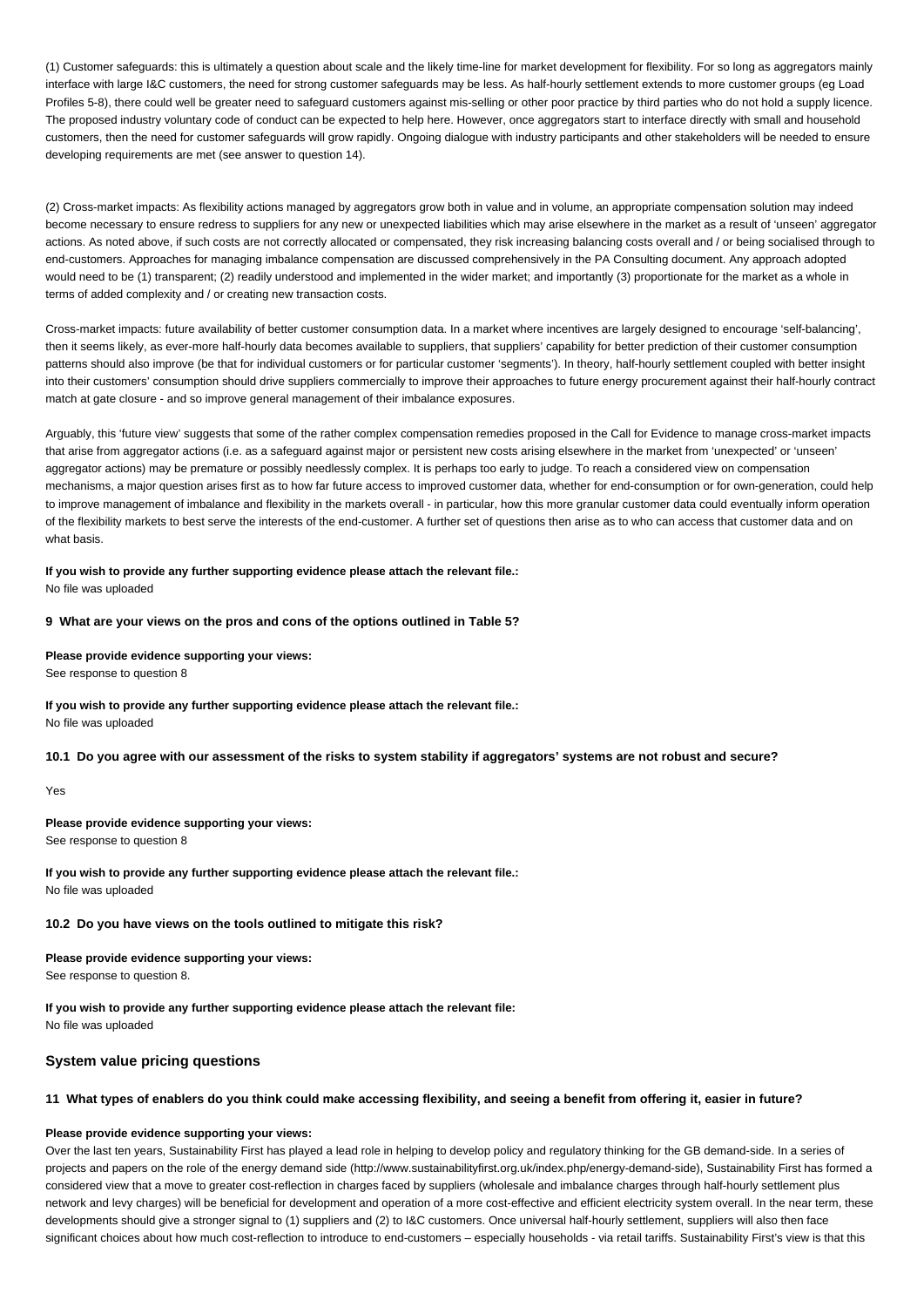(1) Customer safeguards: this is ultimately a question about scale and the likely time-line for market development for flexibility. For so long as aggregators mainly interface with large I&C customers, the need for strong customer safeguards may be less. As half-hourly settlement extends to more customer groups (eg Load Profiles 5-8), there could well be greater need to safeguard customers against mis-selling or other poor practice by third parties who do not hold a supply licence. The proposed industry voluntary code of conduct can be expected to help here. However, once aggregators start to interface directly with small and household customers, then the need for customer safeguards will grow rapidly. Ongoing dialogue with industry participants and other stakeholders will be needed to ensure developing requirements are met (see answer to question 14).

(2) Cross-market impacts: As flexibility actions managed by aggregators grow both in value and in volume, an appropriate compensation solution may indeed become necessary to ensure redress to suppliers for any new or unexpected liabilities which may arise elsewhere in the market as a result of 'unseen' aggregator actions. As noted above, if such costs are not correctly allocated or compensated, they risk increasing balancing costs overall and / or being socialised through to end-customers. Approaches for managing imbalance compensation are discussed comprehensively in the PA Consulting document. Any approach adopted would need to be (1) transparent; (2) readily understood and implemented in the wider market; and importantly (3) proportionate for the market as a whole in terms of added complexity and / or creating new transaction costs.

Cross-market impacts: future availability of better customer consumption data. In a market where incentives are largely designed to encourage 'self-balancing', then it seems likely, as ever-more half-hourly data becomes available to suppliers, that suppliers' capability for better prediction of their customer consumption patterns should also improve (be that for individual customers or for particular customer 'segments'). In theory, half-hourly settlement coupled with better insight into their customers' consumption should drive suppliers commercially to improve their approaches to future energy procurement against their half-hourly contract match at gate closure - and so improve general management of their imbalance exposures.

Arguably, this 'future view' suggests that some of the rather complex compensation remedies proposed in the Call for Evidence to manage cross-market impacts that arise from aggregator actions (i.e. as a safeguard against major or persistent new costs arising elsewhere in the market from 'unexpected' or 'unseen' aggregator actions) may be premature or possibly needlessly complex. It is perhaps too early to judge. To reach a considered view on compensation mechanisms, a major question arises first as to how far future access to improved customer data, whether for end-consumption or for own-generation, could help to improve management of imbalance and flexibility in the markets overall - in particular, how this more granular customer data could eventually inform operation of the flexibility markets to best serve the interests of the end-customer. A further set of questions then arise as to who can access that customer data and on what basis.

**If you wish to provide any further supporting evidence please attach the relevant file.:**
No file was uploaded

**9 What are your views on the pros and cons of the options outlined in Table 5?**

**Please provide evidence supporting your views:**
See response to question 8

**If you wish to provide any further supporting evidence please attach the relevant file.:**
No file was uploaded

**10.1 Do you agree with our assessment of the risks to system stability if aggregators' systems are not robust and secure?**

Yes

**Please provide evidence supporting your views:**
See response to question 8

**If you wish to provide any further supporting evidence please attach the relevant file.:**
No file was uploaded

**10.2 Do you have views on the tools outlined to mitigate this risk?**

**Please provide evidence supporting your views:**
See response to question 8.

**If you wish to provide any further supporting evidence please attach the relevant file:**
No file was uploaded

## System value pricing questions

**11 What types of enablers do you think could make accessing flexibility, and seeing a benefit from offering it, easier in future?**

**Please provide evidence supporting your views:**
Over the last ten years, Sustainability First has played a lead role in helping to develop policy and regulatory thinking for the GB demand-side. In a series of projects and papers on the role of the energy demand side (http://www.sustainabilityfirst.org.uk/index.php/energy-demand-side), Sustainability First has formed a considered view that a move to greater cost-reflection in charges faced by suppliers (wholesale and imbalance charges through half-hourly settlement plus network and levy charges) will be beneficial for development and operation of a more cost-effective and efficient electricity system overall. In the near term, these developments should give a stronger signal to (1) suppliers and (2) to I&C customers. Once universal half-hourly settlement, suppliers will also then face significant choices about how much cost-reflection to introduce to end-customers – especially households - via retail tariffs. Sustainability First's view is that this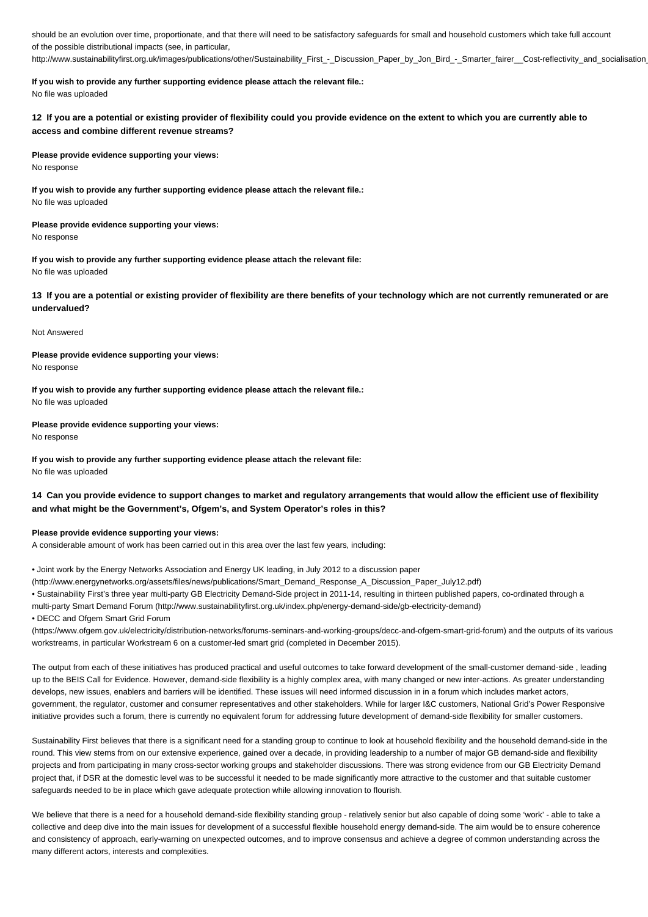should be an evolution over time, proportionate, and that there will need to be satisfactory safeguards for small and household customers which take full account of the possible distributional impacts (see, in particular, http://www.sustainabilityfirst.org.uk/images/publications/other/Sustainability_First_-_Discussion_Paper_by_Jon_Bird_-_Smarter_fairer__Cost-reflectivity_and_socialisation_

**If you wish to provide any further supporting evidence please attach the relevant file.:**
No file was uploaded

**12 If you are a potential or existing provider of flexibility could you provide evidence on the extent to which you are currently able to access and combine different revenue streams?**

**Please provide evidence supporting your views:**
No response

**If you wish to provide any further supporting evidence please attach the relevant file.:**
No file was uploaded

**Please provide evidence supporting your views:**
No response

**If you wish to provide any further supporting evidence please attach the relevant file:**
No file was uploaded

**13 If you are a potential or existing provider of flexibility are there benefits of your technology which are not currently remunerated or are undervalued?**

Not Answered

**Please provide evidence supporting your views:**
No response

**If you wish to provide any further supporting evidence please attach the relevant file.:**
No file was uploaded

**Please provide evidence supporting your views:**
No response

**If you wish to provide any further supporting evidence please attach the relevant file:**
No file was uploaded

**14 Can you provide evidence to support changes to market and regulatory arrangements that would allow the efficient use of flexibility and what might be the Government's, Ofgem's, and System Operator's roles in this?**

**Please provide evidence supporting your views:**
A considerable amount of work has been carried out in this area over the last few years, including:

• Joint work by the Energy Networks Association and Energy UK leading, in July 2012 to a discussion paper (http://www.energynetworks.org/assets/files/news/publications/Smart_Demand_Response_A_Discussion_Paper_July12.pdf)
• Sustainability First's three year multi-party GB Electricity Demand-Side project in 2011-14, resulting in thirteen published papers, co-ordinated through a multi-party Smart Demand Forum (http://www.sustainabilityfirst.org.uk/index.php/energy-demand-side/gb-electricity-demand)
• DECC and Ofgem Smart Grid Forum (https://www.ofgem.gov.uk/electricity/distribution-networks/forums-seminars-and-working-groups/decc-and-ofgem-smart-grid-forum) and the outputs of its various workstreams, in particular Workstream 6 on a customer-led smart grid (completed in December 2015).

The output from each of these initiatives has produced practical and useful outcomes to take forward development of the small-customer demand-side , leading up to the BEIS Call for Evidence. However, demand-side flexibility is a highly complex area, with many changed or new inter-actions. As greater understanding develops, new issues, enablers and barriers will be identified. These issues will need informed discussion in in a forum which includes market actors, government, the regulator, customer and consumer representatives and other stakeholders. While for larger I&C customers, National Grid's Power Responsive initiative provides such a forum, there is currently no equivalent forum for addressing future development of demand-side flexibility for smaller customers.

Sustainability First believes that there is a significant need for a standing group to continue to look at household flexibility and the household demand-side in the round. This view stems from on our extensive experience, gained over a decade, in providing leadership to a number of major GB demand-side and flexibility projects and from participating in many cross-sector working groups and stakeholder discussions. There was strong evidence from our GB Electricity Demand project that, if DSR at the domestic level was to be successful it needed to be made significantly more attractive to the customer and that suitable customer safeguards needed to be in place which gave adequate protection while allowing innovation to flourish.

We believe that there is a need for a household demand-side flexibility standing group - relatively senior but also capable of doing some 'work' - able to take a collective and deep dive into the main issues for development of a successful flexible household energy demand-side. The aim would be to ensure coherence and consistency of approach, early-warning on unexpected outcomes, and to improve consensus and achieve a degree of common understanding across the many different actors, interests and complexities.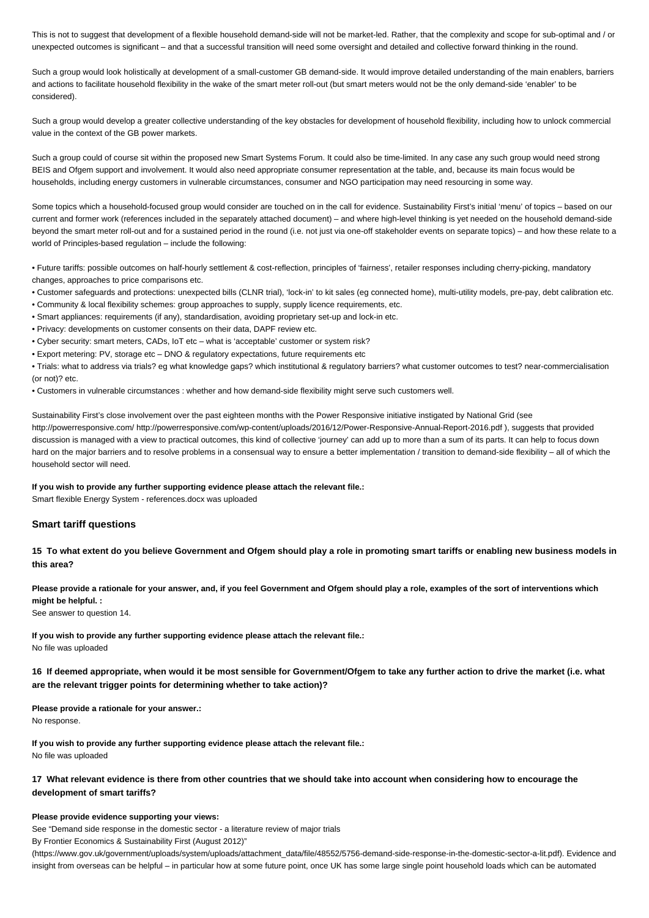This is not to suggest that development of a flexible household demand-side will not be market-led. Rather, that the complexity and scope for sub-optimal and / or unexpected outcomes is significant – and that a successful transition will need some oversight and detailed and collective forward thinking in the round.

Such a group would look holistically at development of a small-customer GB demand-side. It would improve detailed understanding of the main enablers, barriers and actions to facilitate household flexibility in the wake of the smart meter roll-out (but smart meters would not be the only demand-side 'enabler' to be considered).

Such a group would develop a greater collective understanding of the key obstacles for development of household flexibility, including how to unlock commercial value in the context of the GB power markets.

Such a group could of course sit within the proposed new Smart Systems Forum. It could also be time-limited. In any case any such group would need strong BEIS and Ofgem support and involvement. It would also need appropriate consumer representation at the table, and, because its main focus would be households, including energy customers in vulnerable circumstances, consumer and NGO participation may need resourcing in some way.

Some topics which a household-focused group would consider are touched on in the call for evidence. Sustainability First's initial 'menu' of topics – based on our current and former work (references included in the separately attached document) – and where high-level thinking is yet needed on the household demand-side beyond the smart meter roll-out and for a sustained period in the round (i.e. not just via one-off stakeholder events on separate topics) – and how these relate to a world of Principles-based regulation – include the following:

- Future tariffs: possible outcomes on half-hourly settlement & cost-reflection, principles of 'fairness', retailer responses including cherry-picking, mandatory changes, approaches to price comparisons etc.
- Customer safeguards and protections: unexpected bills (CLNR trial), 'lock-in' to kit sales (eg connected home), multi-utility models, pre-pay, debt calibration etc.
- Community & local flexibility schemes: group approaches to supply, supply licence requirements, etc.
- Smart appliances: requirements (if any), standardisation, avoiding proprietary set-up and lock-in etc.
- Privacy: developments on customer consents on their data, DAPF review etc.
- Cyber security: smart meters, CADs, IoT etc – what is 'acceptable' customer or system risk?
- Export metering: PV, storage etc – DNO & regulatory expectations, future requirements etc
- Trials: what to address via trials? eg what knowledge gaps? which institutional & regulatory barriers? what customer outcomes to test? near-commercialisation (or not)? etc.
- Customers in vulnerable circumstances : whether and how demand-side flexibility might serve such customers well.

Sustainability First's close involvement over the past eighteen months with the Power Responsive initiative instigated by National Grid (see http://powerresponsive.com/ http://powerresponsive.com/wp-content/uploads/2016/12/Power-Responsive-Annual-Report-2016.pdf ), suggests that provided discussion is managed with a view to practical outcomes, this kind of collective 'journey' can add up to more than a sum of its parts. It can help to focus down hard on the major barriers and to resolve problems in a consensual way to ensure a better implementation / transition to demand-side flexibility – all of which the household sector will need.

**If you wish to provide any further supporting evidence please attach the relevant file.:**
Smart flexible Energy System - references.docx was uploaded

### Smart tariff questions

**15 To what extent do you believe Government and Ofgem should play a role in promoting smart tariffs or enabling new business models in this area?**

**Please provide a rationale for your answer, and, if you feel Government and Ofgem should play a role, examples of the sort of interventions which might be helpful. :**
See answer to question 14.

**If you wish to provide any further supporting evidence please attach the relevant file.:**
No file was uploaded

**16 If deemed appropriate, when would it be most sensible for Government/Ofgem to take any further action to drive the market (i.e. what are the relevant trigger points for determining whether to take action)?**

**Please provide a rationale for your answer.:**
No response.

**If you wish to provide any further supporting evidence please attach the relevant file.:**
No file was uploaded

**17 What relevant evidence is there from other countries that we should take into account when considering how to encourage the development of smart tariffs?**

**Please provide evidence supporting your views:**
See "Demand side response in the domestic sector - a literature review of major trials
By Frontier Economics & Sustainability First (August 2012)"
(https://www.gov.uk/government/uploads/system/uploads/attachment_data/file/48552/5756-demand-side-response-in-the-domestic-sector-a-lit.pdf). Evidence and insight from overseas can be helpful – in particular how at some future point, once UK has some large single point household loads which can be automated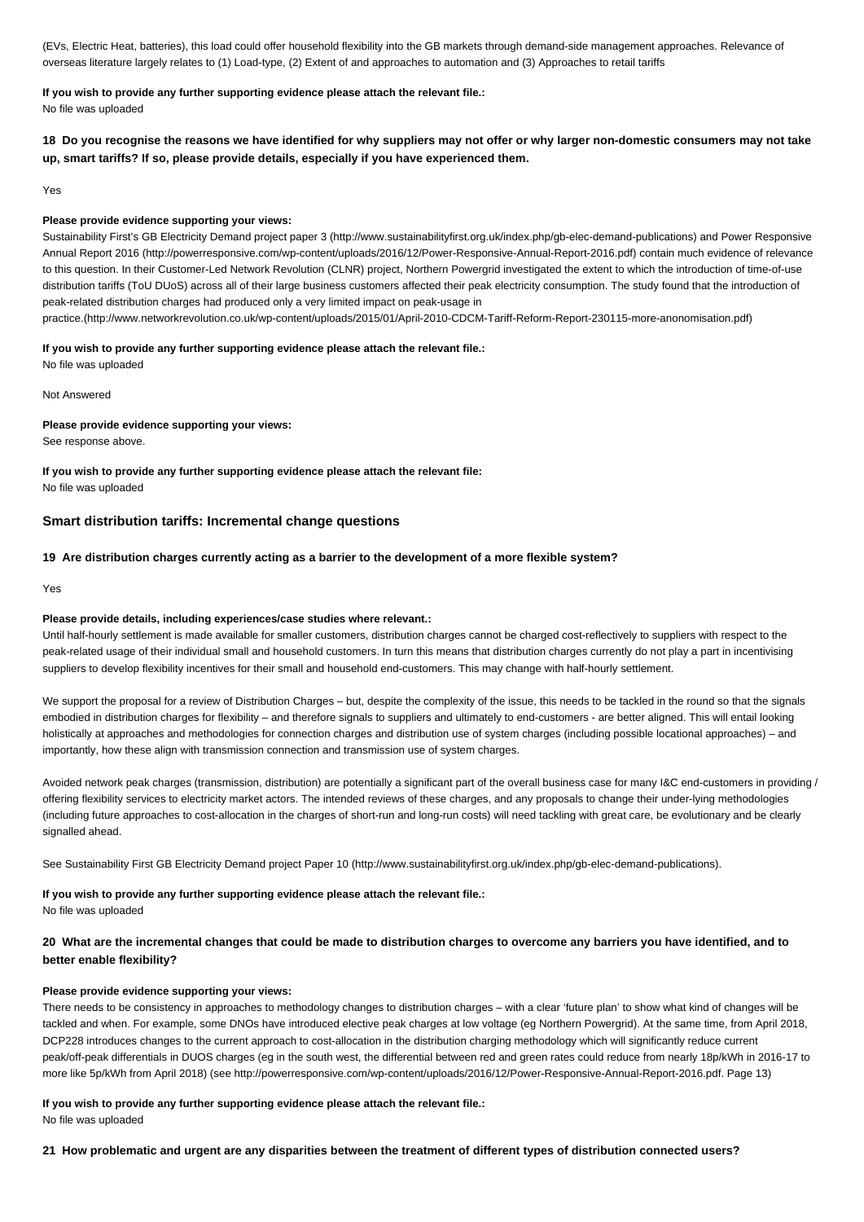(EVs, Electric Heat, batteries), this load could offer household flexibility into the GB markets through demand-side management approaches. Relevance of overseas literature largely relates to (1) Load-type, (2) Extent of and approaches to automation and (3) Approaches to retail tariffs

**If you wish to provide any further supporting evidence please attach the relevant file.:**
No file was uploaded

### 18 Do you recognise the reasons we have identified for why suppliers may not offer or why larger non-domestic consumers may not take up, smart tariffs? If so, please provide details, especially if you have experienced them.

Yes

**Please provide evidence supporting your views:**
Sustainability First's GB Electricity Demand project paper 3 (http://www.sustainabilityfirst.org.uk/index.php/gb-elec-demand-publications) and Power Responsive Annual Report 2016 (http://powerresponsive.com/wp-content/uploads/2016/12/Power-Responsive-Annual-Report-2016.pdf) contain much evidence of relevance to this question. In their Customer-Led Network Revolution (CLNR) project, Northern Powergrid investigated the extent to which the introduction of time-of-use distribution tariffs (ToU DUoS) across all of their large business customers affected their peak electricity consumption. The study found that the introduction of peak-related distribution charges had produced only a very limited impact on peak-usage in practice.(http://www.networkrevolution.co.uk/wp-content/uploads/2015/01/April-2010-CDCM-Tariff-Reform-Report-230115-more-anonomisation.pdf)

**If you wish to provide any further supporting evidence please attach the relevant file.:**
No file was uploaded

Not Answered

**Please provide evidence supporting your views:**
See response above.

**If you wish to provide any further supporting evidence please attach the relevant file:**
No file was uploaded

## Smart distribution tariffs: Incremental change questions

### 19 Are distribution charges currently acting as a barrier to the development of a more flexible system?

Yes

**Please provide details, including experiences/case studies where relevant.:**
Until half-hourly settlement is made available for smaller customers, distribution charges cannot be charged cost-reflectively to suppliers with respect to the peak-related usage of their individual small and household customers. In turn this means that distribution charges currently do not play a part in incentivising suppliers to develop flexibility incentives for their small and household end-customers. This may change with half-hourly settlement.

We support the proposal for a review of Distribution Charges – but, despite the complexity of the issue, this needs to be tackled in the round so that the signals embodied in distribution charges for flexibility – and therefore signals to suppliers and ultimately to end-customers - are better aligned. This will entail looking holistically at approaches and methodologies for connection charges and distribution use of system charges (including possible locational approaches) – and importantly, how these align with transmission connection and transmission use of system charges.

Avoided network peak charges (transmission, distribution) are potentially a significant part of the overall business case for many I&C end-customers in providing / offering flexibility services to electricity market actors. The intended reviews of these charges, and any proposals to change their under-lying methodologies (including future approaches to cost-allocation in the charges of short-run and long-run costs) will need tackling with great care, be evolutionary and be clearly signalled ahead.

See Sustainability First GB Electricity Demand project Paper 10 (http://www.sustainabilityfirst.org.uk/index.php/gb-elec-demand-publications).

**If you wish to provide any further supporting evidence please attach the relevant file.:**
No file was uploaded

### 20 What are the incremental changes that could be made to distribution charges to overcome any barriers you have identified, and to better enable flexibility?

**Please provide evidence supporting your views:**
There needs to be consistency in approaches to methodology changes to distribution charges – with a clear 'future plan' to show what kind of changes will be tackled and when. For example, some DNOs have introduced elective peak charges at low voltage (eg Northern Powergrid). At the same time, from April 2018, DCP228 introduces changes to the current approach to cost-allocation in the distribution charging methodology which will significantly reduce current peak/off-peak differentials in DUOS charges (eg in the south west, the differential between red and green rates could reduce from nearly 18p/kWh in 2016-17 to more like 5p/kWh from April 2018) (see http://powerresponsive.com/wp-content/uploads/2016/12/Power-Responsive-Annual-Report-2016.pdf. Page 13)

**If you wish to provide any further supporting evidence please attach the relevant file.:**
No file was uploaded

### 21 How problematic and urgent are any disparities between the treatment of different types of distribution connected users?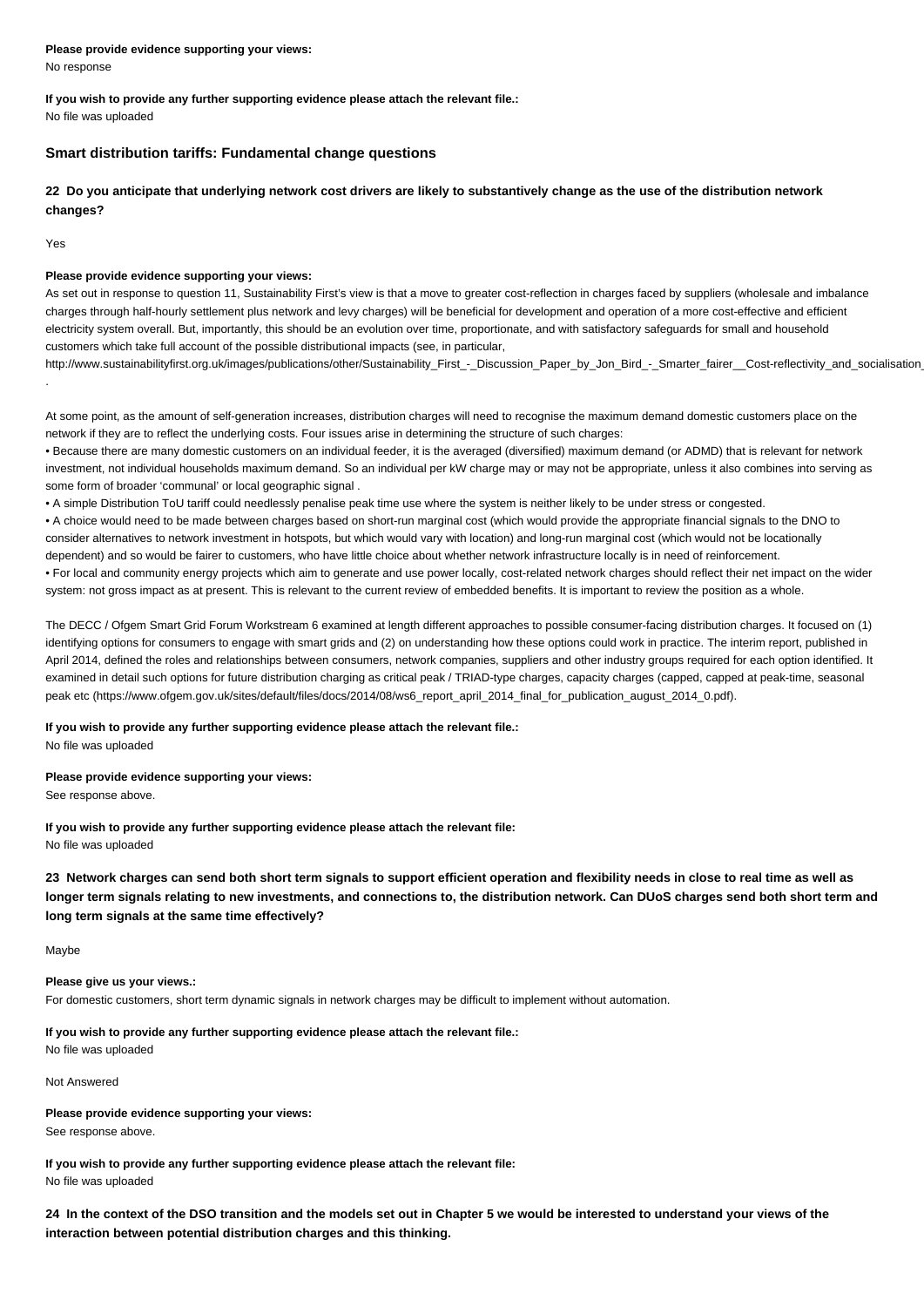**Please provide evidence supporting your views:**
No response

**If you wish to provide any further supporting evidence please attach the relevant file.:**
No file was uploaded

### Smart distribution tariffs: Fundamental change questions

**22 Do you anticipate that underlying network cost drivers are likely to substantively change as the use of the distribution network changes?**

Yes

**Please provide evidence supporting your views:**
As set out in response to question 11, Sustainability First's view is that a move to greater cost-reflection in charges faced by suppliers (wholesale and imbalance charges through half-hourly settlement plus network and levy charges) will be beneficial for development and operation of a more cost-effective and efficient electricity system overall. But, importantly, this should be an evolution over time, proportionate, and with satisfactory safeguards for small and household customers which take full account of the possible distributional impacts (see, in particular,
http://www.sustainabilityfirst.org.uk/images/publications/other/Sustainability_First_-_Discussion_Paper_by_Jon_Bird_-_Smarter_fairer__Cost-reflectivity_and_socialisation_
.

At some point, as the amount of self-generation increases, distribution charges will need to recognise the maximum demand domestic customers place on the network if they are to reflect the underlying costs. Four issues arise in determining the structure of such charges:

- Because there are many domestic customers on an individual feeder, it is the averaged (diversified) maximum demand (or ADMD) that is relevant for network investment, not individual households maximum demand. So an individual per kW charge may or may not be appropriate, unless it also combines into serving as some form of broader 'communal' or local geographic signal .
- A simple Distribution ToU tariff could needlessly penalise peak time use where the system is neither likely to be under stress or congested.
- A choice would need to be made between charges based on short-run marginal cost (which would provide the appropriate financial signals to the DNO to consider alternatives to network investment in hotspots, but which would vary with location) and long-run marginal cost (which would not be locationally dependent) and so would be fairer to customers, who have little choice about whether network infrastructure locally is in need of reinforcement.
- For local and community energy projects which aim to generate and use power locally, cost-related network charges should reflect their net impact on the wider system: not gross impact as at present. This is relevant to the current review of embedded benefits. It is important to review the position as a whole.

The DECC / Ofgem Smart Grid Forum Workstream 6 examined at length different approaches to possible consumer-facing distribution charges. It focused on (1) identifying options for consumers to engage with smart grids and (2) on understanding how these options could work in practice. The interim report, published in April 2014, defined the roles and relationships between consumers, network companies, suppliers and other industry groups required for each option identified. It examined in detail such options for future distribution charging as critical peak / TRIAD-type charges, capacity charges (capped, capped at peak-time, seasonal peak etc (https://www.ofgem.gov.uk/sites/default/files/docs/2014/08/ws6_report_april_2014_final_for_publication_august_2014_0.pdf).

**If you wish to provide any further supporting evidence please attach the relevant file.:**
No file was uploaded

**Please provide evidence supporting your views:**
See response above.

**If you wish to provide any further supporting evidence please attach the relevant file:**
No file was uploaded

**23 Network charges can send both short term signals to support efficient operation and flexibility needs in close to real time as well as longer term signals relating to new investments, and connections to, the distribution network. Can DUoS charges send both short term and long term signals at the same time effectively?**

Maybe

**Please give us your views.:**
For domestic customers, short term dynamic signals in network charges may be difficult to implement without automation.

**If you wish to provide any further supporting evidence please attach the relevant file.:**
No file was uploaded

Not Answered

**Please provide evidence supporting your views:**
See response above.

**If you wish to provide any further supporting evidence please attach the relevant file:**
No file was uploaded

**24 In the context of the DSO transition and the models set out in Chapter 5 we would be interested to understand your views of the interaction between potential distribution charges and this thinking.**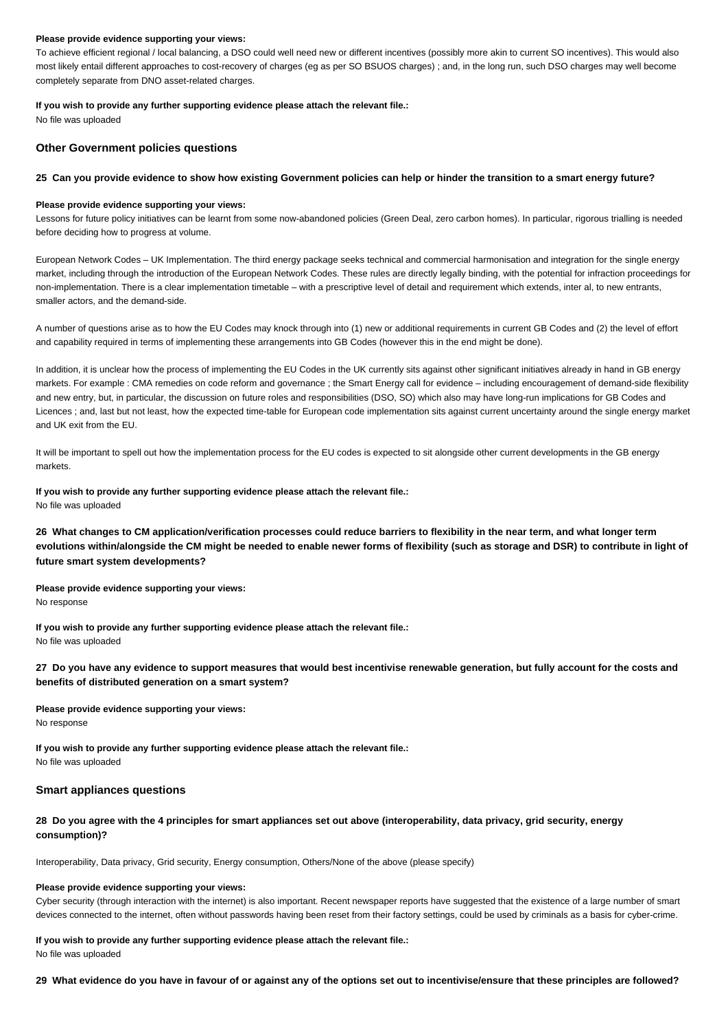**Please provide evidence supporting your views:**

To achieve efficient regional / local balancing, a DSO could well need new or different incentives (possibly more akin to current SO incentives). This would also most likely entail different approaches to cost-recovery of charges (eg as per SO BSUOS charges) ; and, in the long run, such DSO charges may well become completely separate from DNO asset-related charges.

**If you wish to provide any further supporting evidence please attach the relevant file.:**

No file was uploaded

### Other Government policies questions

**25 Can you provide evidence to show how existing Government policies can help or hinder the transition to a smart energy future?**

**Please provide evidence supporting your views:**

Lessons for future policy initiatives can be learnt from some now-abandoned policies (Green Deal, zero carbon homes). In particular, rigorous trialling is needed before deciding how to progress at volume.

European Network Codes – UK Implementation. The third energy package seeks technical and commercial harmonisation and integration for the single energy market, including through the introduction of the European Network Codes. These rules are directly legally binding, with the potential for infraction proceedings for non-implementation. There is a clear implementation timetable – with a prescriptive level of detail and requirement which extends, inter al, to new entrants, smaller actors, and the demand-side.

A number of questions arise as to how the EU Codes may knock through into (1) new or additional requirements in current GB Codes and (2) the level of effort and capability required in terms of implementing these arrangements into GB Codes (however this in the end might be done).

In addition, it is unclear how the process of implementing the EU Codes in the UK currently sits against other significant initiatives already in hand in GB energy markets. For example : CMA remedies on code reform and governance ; the Smart Energy call for evidence – including encouragement of demand-side flexibility and new entry, but, in particular, the discussion on future roles and responsibilities (DSO, SO) which also may have long-run implications for GB Codes and Licences ; and, last but not least, how the expected time-table for European code implementation sits against current uncertainty around the single energy market and UK exit from the EU.

It will be important to spell out how the implementation process for the EU codes is expected to sit alongside other current developments in the GB energy markets.

**If you wish to provide any further supporting evidence please attach the relevant file.:**

No file was uploaded

**26 What changes to CM application/verification processes could reduce barriers to flexibility in the near term, and what longer term evolutions within/alongside the CM might be needed to enable newer forms of flexibility (such as storage and DSR) to contribute in light of future smart system developments?**

**Please provide evidence supporting your views:**

No response

**If you wish to provide any further supporting evidence please attach the relevant file.:**

No file was uploaded

**27 Do you have any evidence to support measures that would best incentivise renewable generation, but fully account for the costs and benefits of distributed generation on a smart system?**

**Please provide evidence supporting your views:**

No response

**If you wish to provide any further supporting evidence please attach the relevant file.:**

No file was uploaded

### Smart appliances questions

**28 Do you agree with the 4 principles for smart appliances set out above (interoperability, data privacy, grid security, energy consumption)?**

Interoperability, Data privacy, Grid security, Energy consumption, Others/None of the above (please specify)

**Please provide evidence supporting your views:**

Cyber security (through interaction with the internet) is also important. Recent newspaper reports have suggested that the existence of a large number of smart devices connected to the internet, often without passwords having been reset from their factory settings, could be used by criminals as a basis for cyber-crime.

**If you wish to provide any further supporting evidence please attach the relevant file.:**

No file was uploaded

**29 What evidence do you have in favour of or against any of the options set out to incentivise/ensure that these principles are followed?**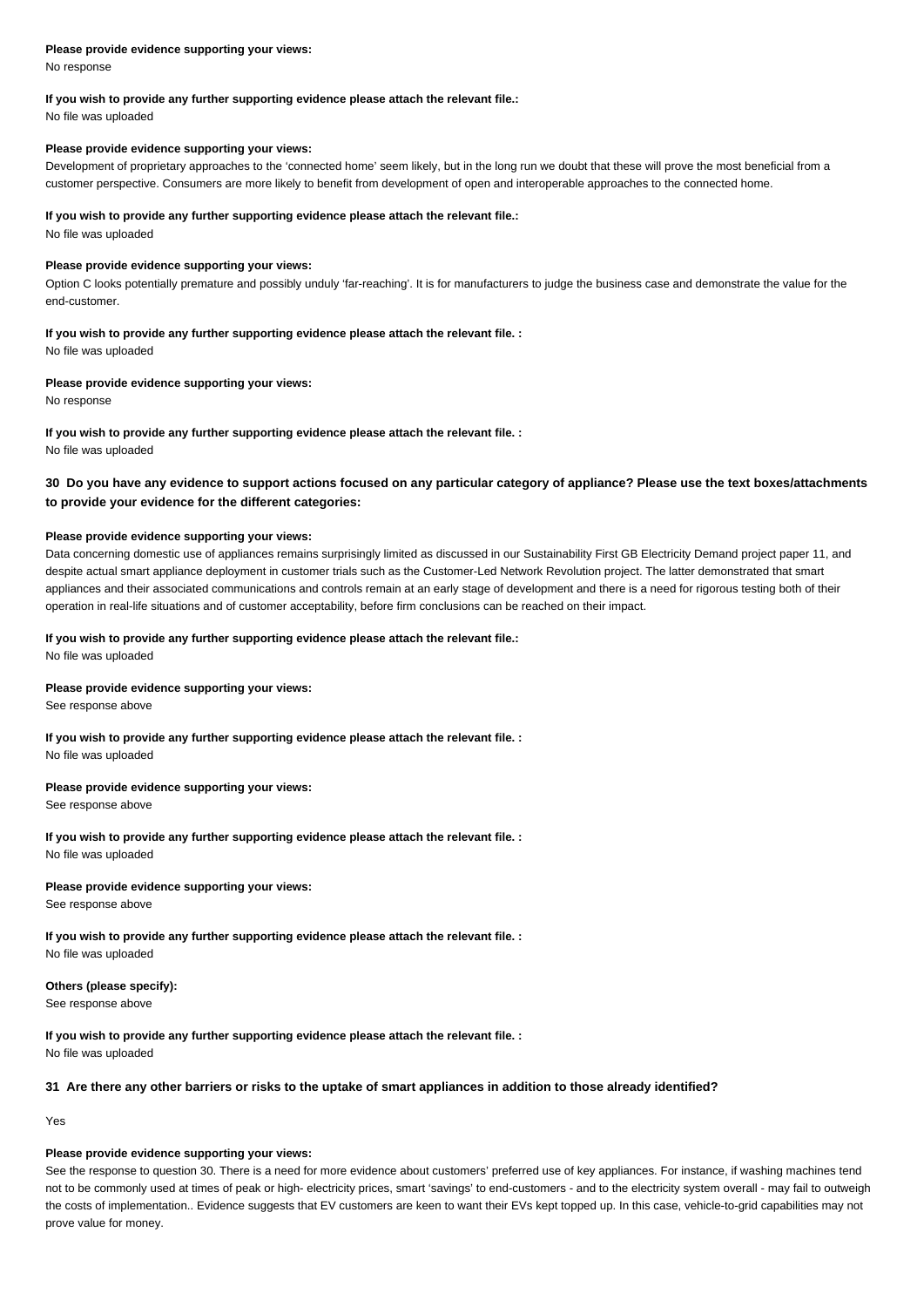**Please provide evidence supporting your views:**

No response

**If you wish to provide any further supporting evidence please attach the relevant file.:**

No file was uploaded

**Please provide evidence supporting your views:**

Development of proprietary approaches to the 'connected home' seem likely, but in the long run we doubt that these will prove the most beneficial from a customer perspective. Consumers are more likely to benefit from development of open and interoperable approaches to the connected home.

**If you wish to provide any further supporting evidence please attach the relevant file.:**

No file was uploaded

**Please provide evidence supporting your views:**

Option C looks potentially premature and possibly unduly 'far-reaching'. It is for manufacturers to judge the business case and demonstrate the value for the end-customer.

**If you wish to provide any further supporting evidence please attach the relevant file. :**

No file was uploaded

**Please provide evidence supporting your views:**

No response

**If you wish to provide any further supporting evidence please attach the relevant file. :**

No file was uploaded

### 30 Do you have any evidence to support actions focused on any particular category of appliance? Please use the text boxes/attachments to provide your evidence for the different categories:

**Please provide evidence supporting your views:**

Data concerning domestic use of appliances remains surprisingly limited as discussed in our Sustainability First GB Electricity Demand project paper 11, and despite actual smart appliance deployment in customer trials such as the Customer-Led Network Revolution project. The latter demonstrated that smart appliances and their associated communications and controls remain at an early stage of development and there is a need for rigorous testing both of their operation in real-life situations and of customer acceptability, before firm conclusions can be reached on their impact.

**If you wish to provide any further supporting evidence please attach the relevant file.:**

No file was uploaded

**Please provide evidence supporting your views:**

See response above

**If you wish to provide any further supporting evidence please attach the relevant file. :**

No file was uploaded

**Please provide evidence supporting your views:**

See response above

**If you wish to provide any further supporting evidence please attach the relevant file. :**

No file was uploaded

**Please provide evidence supporting your views:**

See response above

**If you wish to provide any further supporting evidence please attach the relevant file. :**

No file was uploaded

**Others (please specify):**

See response above

**If you wish to provide any further supporting evidence please attach the relevant file. :**

No file was uploaded

### 31 Are there any other barriers or risks to the uptake of smart appliances in addition to those already identified?

Yes

**Please provide evidence supporting your views:**

See the response to question 30. There is a need for more evidence about customers' preferred use of key appliances. For instance, if washing machines tend not to be commonly used at times of peak or high- electricity prices, smart 'savings' to end-customers - and to the electricity system overall - may fail to outweigh the costs of implementation.. Evidence suggests that EV customers are keen to want their EVs kept topped up. In this case, vehicle-to-grid capabilities may not prove value for money.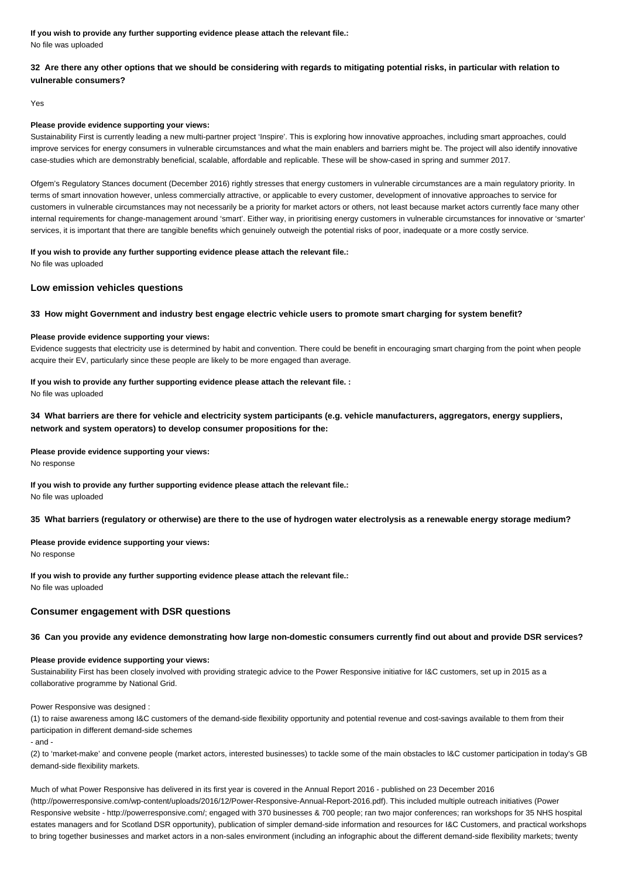**If you wish to provide any further supporting evidence please attach the relevant file.:**
No file was uploaded

**32 Are there any other options that we should be considering with regards to mitigating potential risks, in particular with relation to vulnerable consumers?**

Yes

**Please provide evidence supporting your views:**
Sustainability First is currently leading a new multi-partner project 'Inspire'. This is exploring how innovative approaches, including smart approaches, could improve services for energy consumers in vulnerable circumstances and what the main enablers and barriers might be. The project will also identify innovative case-studies which are demonstrably beneficial, scalable, affordable and replicable. These will be show-cased in spring and summer 2017.

Ofgem's Regulatory Stances document (December 2016) rightly stresses that energy customers in vulnerable circumstances are a main regulatory priority. In terms of smart innovation however, unless commercially attractive, or applicable to every customer, development of innovative approaches to service for customers in vulnerable circumstances may not necessarily be a priority for market actors or others, not least because market actors currently face many other internal requirements for change-management around 'smart'. Either way, in prioritising energy customers in vulnerable circumstances for innovative or 'smarter' services, it is important that there are tangible benefits which genuinely outweigh the potential risks of poor, inadequate or a more costly service.

**If you wish to provide any further supporting evidence please attach the relevant file.:**
No file was uploaded

### Low emission vehicles questions

**33 How might Government and industry best engage electric vehicle users to promote smart charging for system benefit?**

**Please provide evidence supporting your views:**
Evidence suggests that electricity use is determined by habit and convention. There could be benefit in encouraging smart charging from the point when people acquire their EV, particularly since these people are likely to be more engaged than average.

**If you wish to provide any further supporting evidence please attach the relevant file. :**
No file was uploaded

**34 What barriers are there for vehicle and electricity system participants (e.g. vehicle manufacturers, aggregators, energy suppliers, network and system operators) to develop consumer propositions for the:**

**Please provide evidence supporting your views:**
No response

**If you wish to provide any further supporting evidence please attach the relevant file.:**
No file was uploaded

**35 What barriers (regulatory or otherwise) are there to the use of hydrogen water electrolysis as a renewable energy storage medium?**

**Please provide evidence supporting your views:**
No response

**If you wish to provide any further supporting evidence please attach the relevant file.:**
No file was uploaded

### Consumer engagement with DSR questions

**36 Can you provide any evidence demonstrating how large non-domestic consumers currently find out about and provide DSR services?**

**Please provide evidence supporting your views:**
Sustainability First has been closely involved with providing strategic advice to the Power Responsive initiative for I&C customers, set up in 2015 as a collaborative programme by National Grid.

Power Responsive was designed :

(1) to raise awareness among I&C customers of the demand-side flexibility opportunity and potential revenue and cost-savings available to them from their participation in different demand-side schemes

- and -

(2) to 'market-make' and convene people (market actors, interested businesses) to tackle some of the main obstacles to I&C customer participation in today's GB demand-side flexibility markets.

Much of what Power Responsive has delivered in its first year is covered in the Annual Report 2016 - published on 23 December 2016 (http://powerresponsive.com/wp-content/uploads/2016/12/Power-Responsive-Annual-Report-2016.pdf). This included multiple outreach initiatives (Power Responsive website - http://powerresponsive.com/; engaged with 370 businesses & 700 people; ran two major conferences; ran workshops for 35 NHS hospital estates managers and for Scotland DSR opportunity), publication of simpler demand-side information and resources for I&C Customers, and practical workshops to bring together businesses and market actors in a non-sales environment (including an infographic about the different demand-side flexibility markets; twenty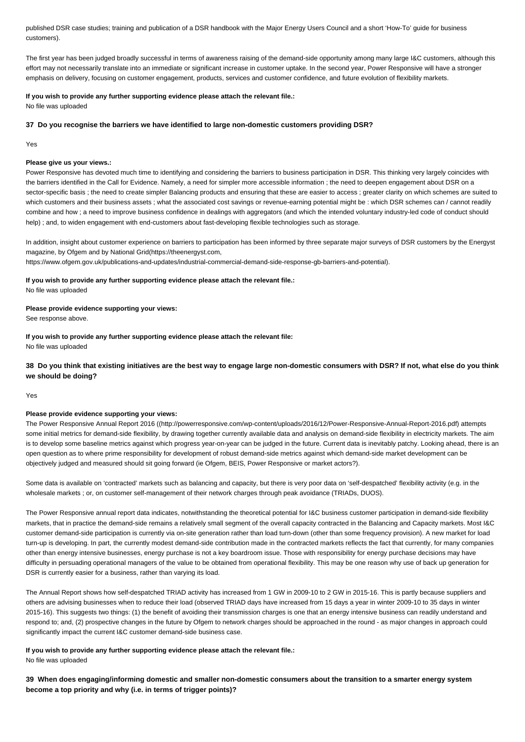published DSR case studies; training and publication of a DSR handbook with the Major Energy Users Council and a short 'How-To' guide for business customers).

The first year has been judged broadly successful in terms of awareness raising of the demand-side opportunity among many large I&C customers, although this effort may not necessarily translate into an immediate or significant increase in customer uptake. In the second year, Power Responsive will have a stronger emphasis on delivery, focusing on customer engagement, products, services and customer confidence, and future evolution of flexibility markets.

**If you wish to provide any further supporting evidence please attach the relevant file.:**

No file was uploaded

**37 Do you recognise the barriers we have identified to large non-domestic customers providing DSR?**

Yes

**Please give us your views.:**

Power Responsive has devoted much time to identifying and considering the barriers to business participation in DSR. This thinking very largely coincides with the barriers identified in the Call for Evidence. Namely, a need for simpler more accessible information ; the need to deepen engagement about DSR on a sector-specific basis ; the need to create simpler Balancing products and ensuring that these are easier to access ; greater clarity on which schemes are suited to which customers and their business assets ; what the associated cost savings or revenue-earning potential might be : which DSR schemes can / cannot readily combine and how ; a need to improve business confidence in dealings with aggregators (and which the intended voluntary industry-led code of conduct should help) ; and, to widen engagement with end-customers about fast-developing flexible technologies such as storage.

In addition, insight about customer experience on barriers to participation has been informed by three separate major surveys of DSR customers by the Energyst magazine, by Ofgem and by National Grid(https://theenergyst.com, https://www.ofgem.gov.uk/publications-and-updates/industrial-commercial-demand-side-response-gb-barriers-and-potential).

**If you wish to provide any further supporting evidence please attach the relevant file.:**

No file was uploaded

**Please provide evidence supporting your views:**

See response above.

**If you wish to provide any further supporting evidence please attach the relevant file:**

No file was uploaded

**38 Do you think that existing initiatives are the best way to engage large non-domestic consumers with DSR? If not, what else do you think we should be doing?**

Yes

**Please provide evidence supporting your views:**

The Power Responsive Annual Report 2016 ((http://powerresponsive.com/wp-content/uploads/2016/12/Power-Responsive-Annual-Report-2016.pdf) attempts some initial metrics for demand-side flexibility, by drawing together currently available data and analysis on demand-side flexibility in electricity markets. The aim is to develop some baseline metrics against which progress year-on-year can be judged in the future. Current data is inevitably patchy. Looking ahead, there is an open question as to where prime responsibility for development of robust demand-side metrics against which demand-side market development can be objectively judged and measured should sit going forward (ie Ofgem, BEIS, Power Responsive or market actors?).

Some data is available on 'contracted' markets such as balancing and capacity, but there is very poor data on 'self-despatched' flexibility activity (e.g. in the wholesale markets ; or, on customer self-management of their network charges through peak avoidance (TRIADs, DUOS).

The Power Responsive annual report data indicates, notwithstanding the theoretical potential for I&C business customer participation in demand-side flexibility markets, that in practice the demand-side remains a relatively small segment of the overall capacity contracted in the Balancing and Capacity markets. Most I&C customer demand-side participation is currently via on-site generation rather than load turn-down (other than some frequency provision). A new market for load turn-up is developing. In part, the currently modest demand-side contribution made in the contracted markets reflects the fact that currently, for many companies other than energy intensive businesses, energy purchase is not a key boardroom issue. Those with responsibility for energy purchase decisions may have difficulty in persuading operational managers of the value to be obtained from operational flexibility. This may be one reason why use of back up generation for DSR is currently easier for a business, rather than varying its load.

The Annual Report shows how self-despatched TRIAD activity has increased from 1 GW in 2009-10 to 2 GW in 2015-16. This is partly because suppliers and others are advising businesses when to reduce their load (observed TRIAD days have increased from 15 days a year in winter 2009-10 to 35 days in winter 2015-16). This suggests two things: (1) the benefit of avoiding their transmission charges is one that an energy intensive business can readily understand and respond to; and, (2) prospective changes in the future by Ofgem to network charges should be approached in the round - as major changes in approach could significantly impact the current I&C customer demand-side business case.

**If you wish to provide any further supporting evidence please attach the relevant file.:**

No file was uploaded

**39 When does engaging/informing domestic and smaller non-domestic consumers about the transition to a smarter energy system become a top priority and why (i.e. in terms of trigger points)?**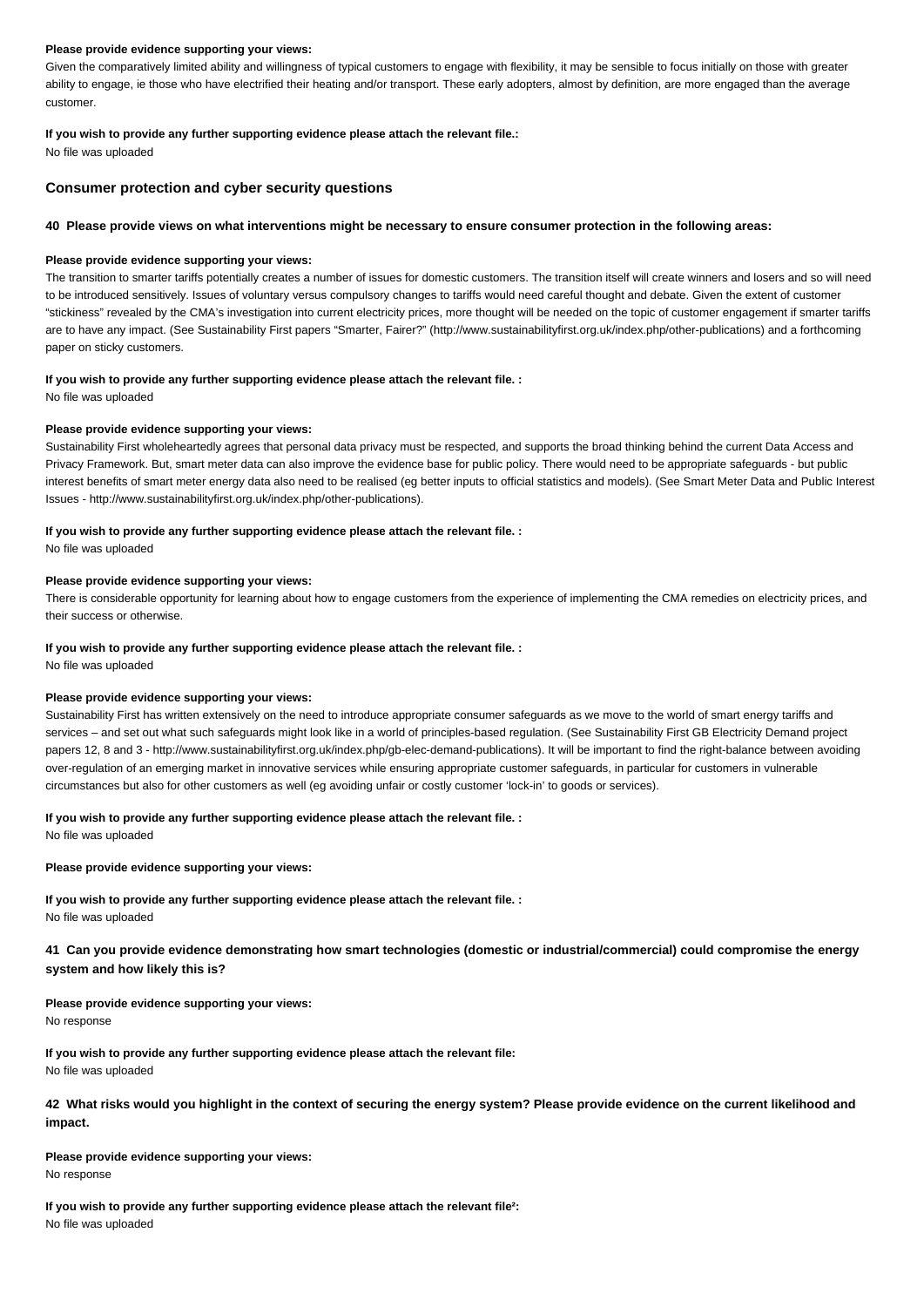**Please provide evidence supporting your views:**

Given the comparatively limited ability and willingness of typical customers to engage with flexibility, it may be sensible to focus initially on those with greater ability to engage, ie those who have electrified their heating and/or transport. These early adopters, almost by definition, are more engaged than the average customer.

**If you wish to provide any further supporting evidence please attach the relevant file.:**

No file was uploaded

### Consumer protection and cyber security questions

**40 Please provide views on what interventions might be necessary to ensure consumer protection in the following areas:**

**Please provide evidence supporting your views:**

The transition to smarter tariffs potentially creates a number of issues for domestic customers. The transition itself will create winners and losers and so will need to be introduced sensitively. Issues of voluntary versus compulsory changes to tariffs would need careful thought and debate. Given the extent of customer "stickiness" revealed by the CMA's investigation into current electricity prices, more thought will be needed on the topic of customer engagement if smarter tariffs are to have any impact. (See Sustainability First papers "Smarter, Fairer?" (http://www.sustainabilityfirst.org.uk/index.php/other-publications) and a forthcoming paper on sticky customers.

**If you wish to provide any further supporting evidence please attach the relevant file. :**

No file was uploaded

**Please provide evidence supporting your views:**

Sustainability First wholeheartedly agrees that personal data privacy must be respected, and supports the broad thinking behind the current Data Access and Privacy Framework. But, smart meter data can also improve the evidence base for public policy. There would need to be appropriate safeguards - but public interest benefits of smart meter energy data also need to be realised (eg better inputs to official statistics and models). (See Smart Meter Data and Public Interest Issues - http://www.sustainabilityfirst.org.uk/index.php/other-publications).

**If you wish to provide any further supporting evidence please attach the relevant file. :**

No file was uploaded

**Please provide evidence supporting your views:**

There is considerable opportunity for learning about how to engage customers from the experience of implementing the CMA remedies on electricity prices, and their success or otherwise.

**If you wish to provide any further supporting evidence please attach the relevant file. :**

No file was uploaded

**Please provide evidence supporting your views:**

Sustainability First has written extensively on the need to introduce appropriate consumer safeguards as we move to the world of smart energy tariffs and services – and set out what such safeguards might look like in a world of principles-based regulation. (See Sustainability First GB Electricity Demand project papers 12, 8 and 3 - http://www.sustainabilityfirst.org.uk/index.php/gb-elec-demand-publications). It will be important to find the right-balance between avoiding over-regulation of an emerging market in innovative services while ensuring appropriate customer safeguards, in particular for customers in vulnerable circumstances but also for other customers as well (eg avoiding unfair or costly customer 'lock-in' to goods or services).

**If you wish to provide any further supporting evidence please attach the relevant file. :**

No file was uploaded

**Please provide evidence supporting your views:**

**If you wish to provide any further supporting evidence please attach the relevant file. :**

No file was uploaded

**41 Can you provide evidence demonstrating how smart technologies (domestic or industrial/commercial) could compromise the energy system and how likely this is?**

**Please provide evidence supporting your views:**

No response

**If you wish to provide any further supporting evidence please attach the relevant file:**

No file was uploaded

**42 What risks would you highlight in the context of securing the energy system? Please provide evidence on the current likelihood and impact.**

**Please provide evidence supporting your views:**

No response

**If you wish to provide any further supporting evidence please attach the relevant file²:**

No file was uploaded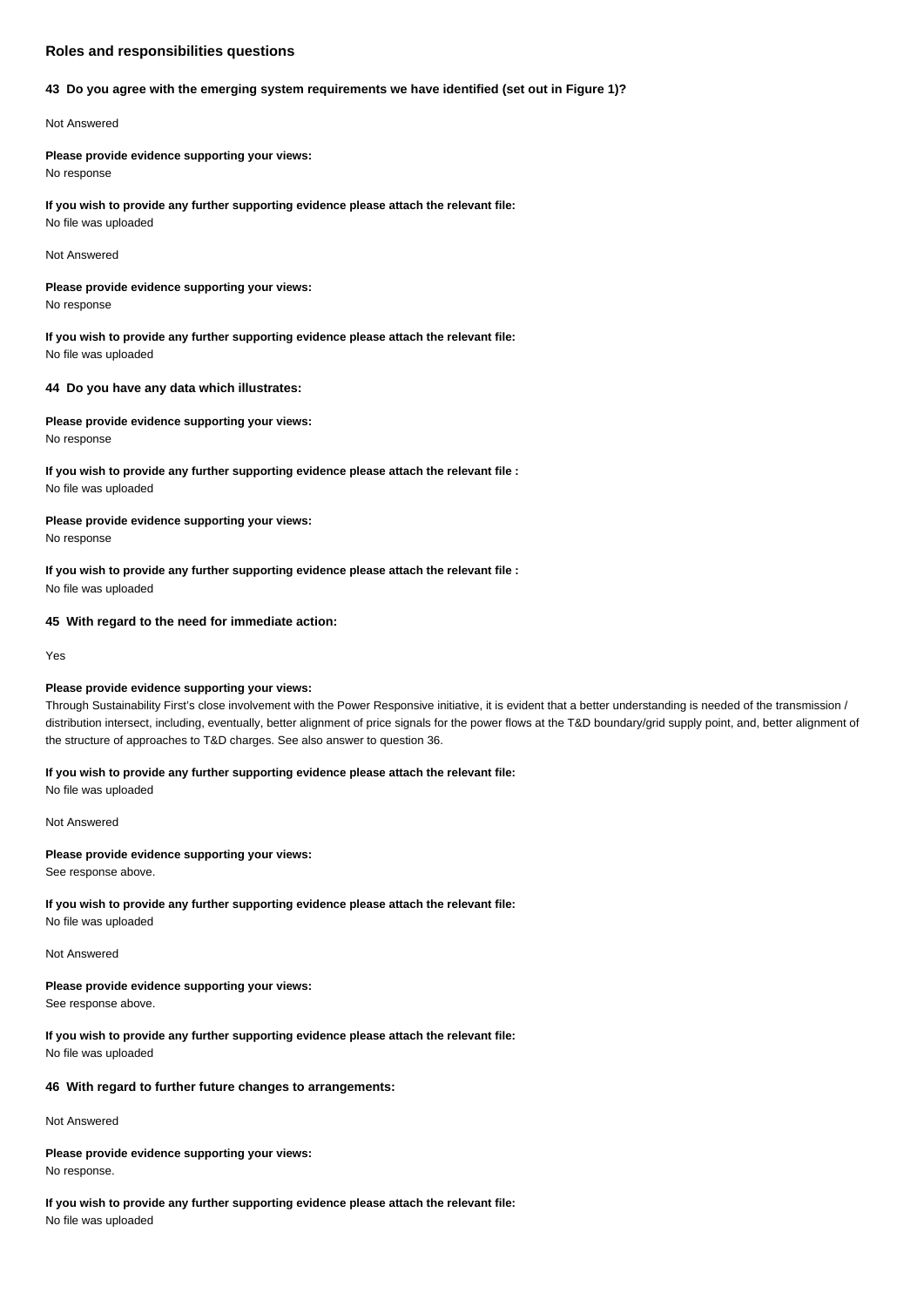### Roles and responsibilities questions

**43 Do you agree with the emerging system requirements we have identified (set out in Figure 1)?**

Not Answered

**Please provide evidence supporting your views:**
No response

**If you wish to provide any further supporting evidence please attach the relevant file:**
No file was uploaded

Not Answered

**Please provide evidence supporting your views:**
No response

**If you wish to provide any further supporting evidence please attach the relevant file:**
No file was uploaded

**44 Do you have any data which illustrates:**

**Please provide evidence supporting your views:**
No response

**If you wish to provide any further supporting evidence please attach the relevant file :**
No file was uploaded

**Please provide evidence supporting your views:**
No response

**If you wish to provide any further supporting evidence please attach the relevant file :**
No file was uploaded

**45 With regard to the need for immediate action:**

Yes

**Please provide evidence supporting your views:**
Through Sustainability First's close involvement with the Power Responsive initiative, it is evident that a better understanding is needed of the transmission / distribution intersect, including, eventually, better alignment of price signals for the power flows at the T&D boundary/grid supply point, and, better alignment of the structure of approaches to T&D charges. See also answer to question 36.

**If you wish to provide any further supporting evidence please attach the relevant file:**
No file was uploaded

Not Answered

**Please provide evidence supporting your views:**
See response above.

**If you wish to provide any further supporting evidence please attach the relevant file:**
No file was uploaded

Not Answered

**Please provide evidence supporting your views:**
See response above.

**If you wish to provide any further supporting evidence please attach the relevant file:**
No file was uploaded

**46 With regard to further future changes to arrangements:**

Not Answered

**Please provide evidence supporting your views:**
No response.

**If you wish to provide any further supporting evidence please attach the relevant file:**
No file was uploaded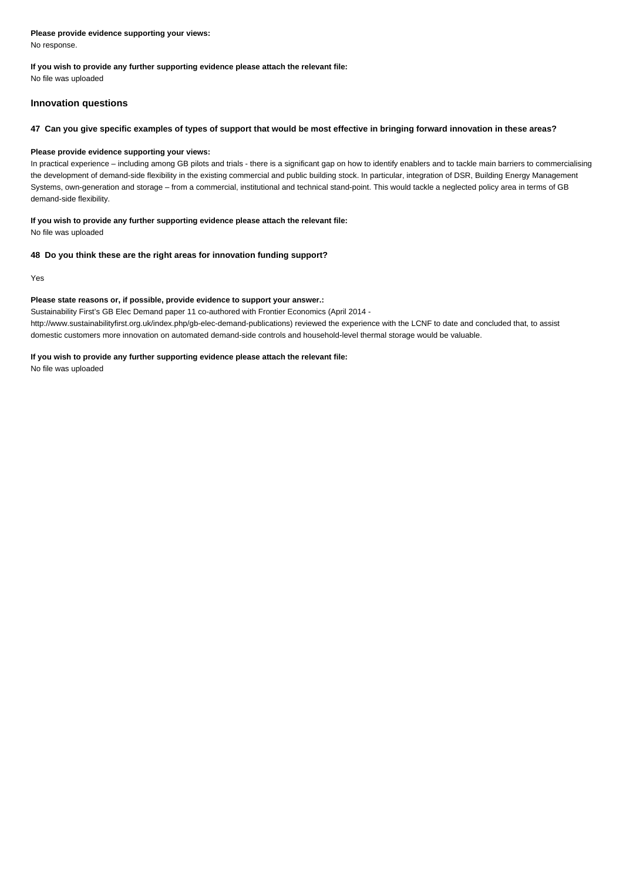**Please provide evidence supporting your views:**

No response.

**If you wish to provide any further supporting evidence please attach the relevant file:**

No file was uploaded

## Innovation questions

**47 Can you give specific examples of types of support that would be most effective in bringing forward innovation in these areas?**

**Please provide evidence supporting your views:**

In practical experience – including among GB pilots and trials - there is a significant gap on how to identify enablers and to tackle main barriers to commercialising the development of demand-side flexibility in the existing commercial and public building stock. In particular, integration of DSR, Building Energy Management Systems, own-generation and storage – from a commercial, institutional and technical stand-point. This would tackle a neglected policy area in terms of GB demand-side flexibility.

**If you wish to provide any further supporting evidence please attach the relevant file:**

No file was uploaded

**48 Do you think these are the right areas for innovation funding support?**

Yes

**Please state reasons or, if possible, provide evidence to support your answer.:**

Sustainability First's GB Elec Demand paper 11 co-authored with Frontier Economics (April 2014 - http://www.sustainabilityfirst.org.uk/index.php/gb-elec-demand-publications) reviewed the experience with the LCNF to date and concluded that, to assist domestic customers more innovation on automated demand-side controls and household-level thermal storage would be valuable.

**If you wish to provide any further supporting evidence please attach the relevant file:**

No file was uploaded